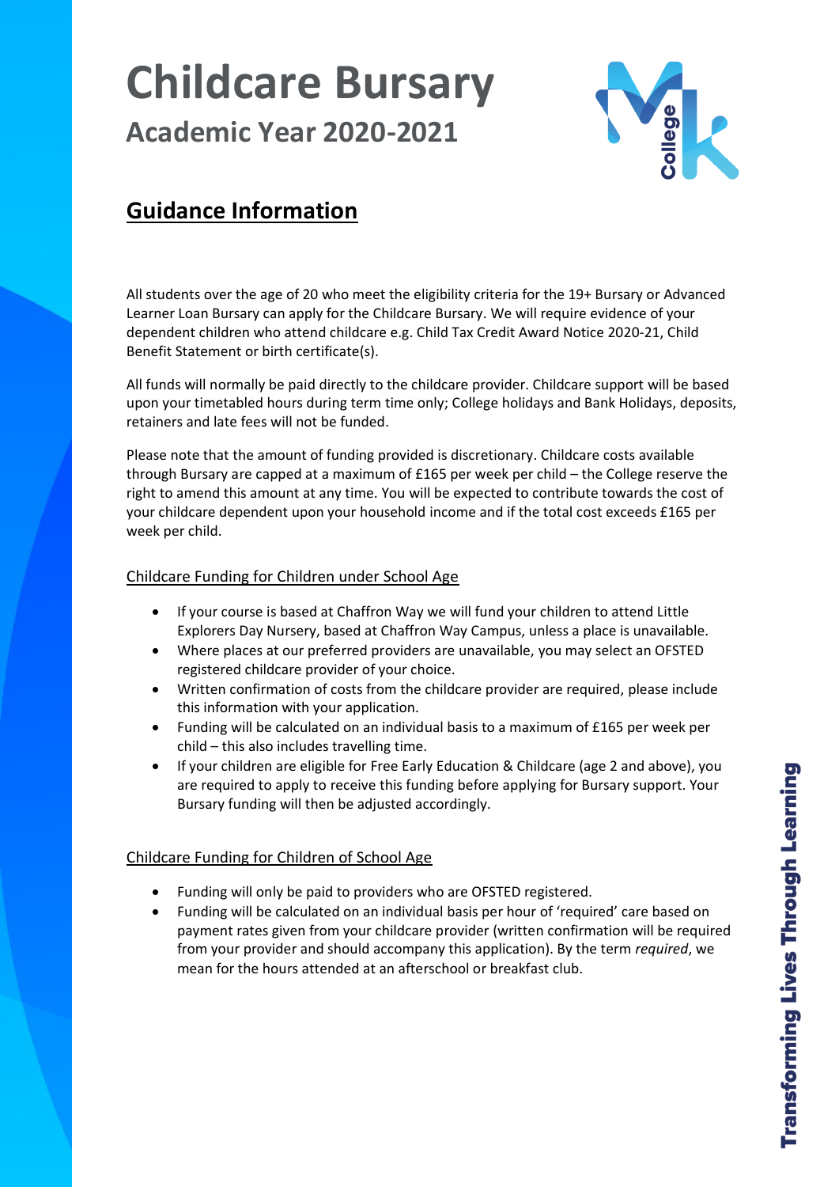# Childcare Bursary

## Academic Year 2020-2021

## Guidance Information

All students over the age of 20 who meet the eligibility criteria for the 19+ Bursary or Advanced Learner Loan Bursary can apply for the Childcare Bursary. We will require evidence of your dependent children who attend childcare e.g. Child Tax Credit Award Notice 2020-21, Child Benefit Statement or birth certificate(s).

All funds will normally be paid directly to the childcare provider. Childcare support will be based upon your timetabled hours during term time only; College holidays and Bank Holidays, deposits, retainers and late fees will not be funded.

Please note that the amount of funding provided is discretionary. Childcare costs available through Bursary are capped at a maximum of £165 per week per child – the College reserve the right to amend this amount at any time. You will be expected to contribute towards the cost of your childcare dependent upon your household income and if the total cost exceeds £165 per week per child.

### Childcare Funding for Children under School Age

- If your course is based at Chaffron Way we will fund your children to attend Little Explorers Day Nursery, based at Chaffron Way Campus, unless a place is unavailable.
- Where places at our preferred providers are unavailable, you may select an OFSTED registered childcare provider of your choice.
- Written confirmation of costs from the childcare provider are required, please include this information with your application.
- Funding will be calculated on an individual basis to a maximum of £165 per week per child – this also includes travelling time.
- If your children are eligible for Free Early Education & Childcare (age 2 and above), you are required to apply to receive this funding before applying for Bursary support. Your Bursary funding will then be adjusted accordingly.

### Childcare Funding for Children of School Age

- Funding will only be paid to providers who are OFSTED registered.
- Funding will be calculated on an individual basis per hour of 'required' care based on payment rates given from your childcare provider (written confirmation will be required from your provider and should accompany this application). By the term *required*, we mean for the hours attended at an afterschool or breakfast club.

Transforming Lives Through Learning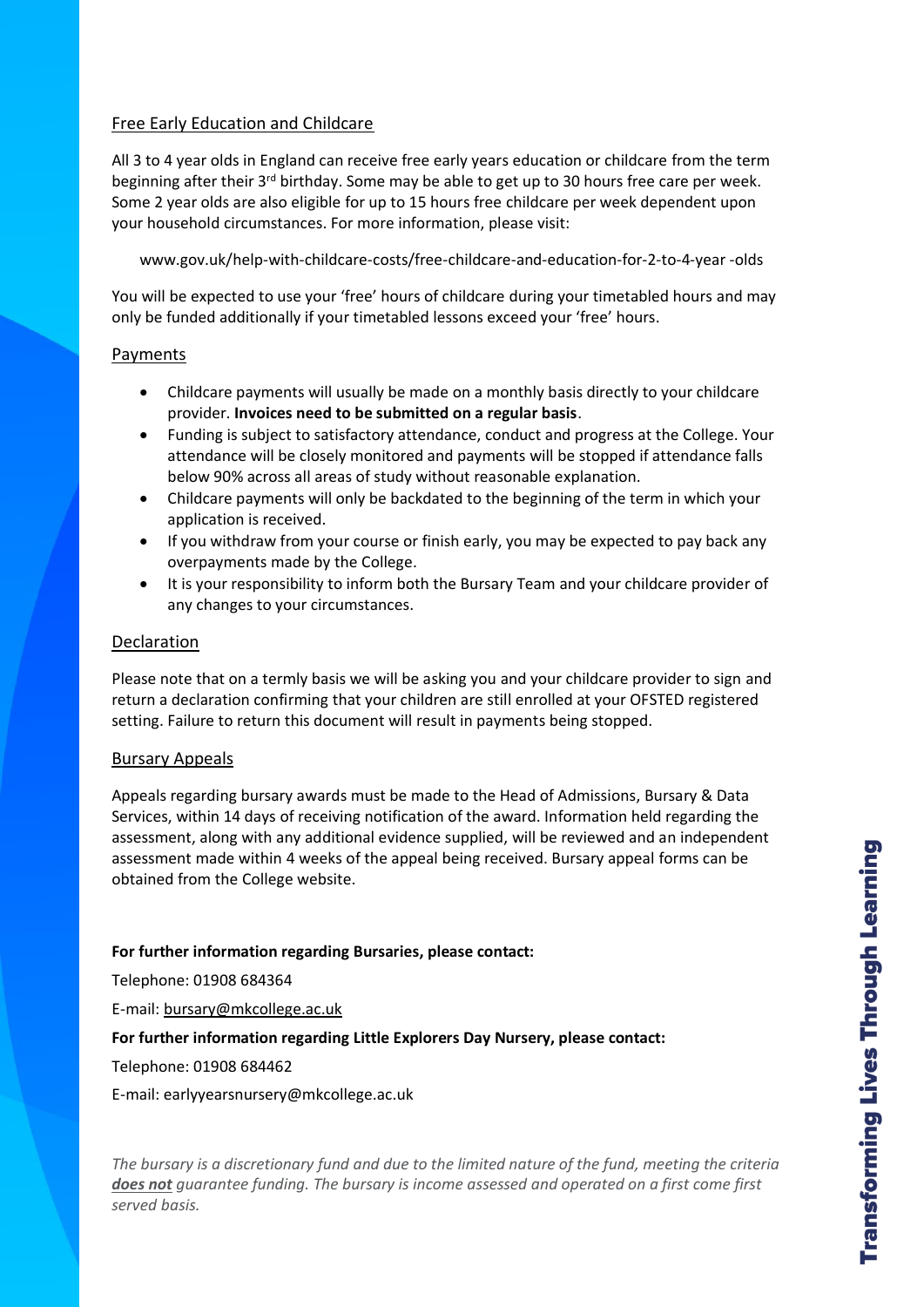## Free Early Education and Childcare

All 3 to 4 year olds in England can receive free early years education or childcare from the term beginning after their 3rd birthday. Some may be able to get up to 30 hours free care per week. Some 2 year olds are also eligible for up to 15 hours free childcare per week dependent upon your household circumstances. For more information, please visit:

www.gov.uk/help-with-childcare-costs/free-childcare-and-education-for-2-to-4-year -olds

You will be expected to use your 'free' hours of childcare during your timetabled hours and may only be funded additionally if your timetabled lessons exceed your 'free' hours.

## Payments

- Childcare payments will usually be made on a monthly basis directly to your childcare provider. **Invoices need to be submitted on a regular basis**.
- Funding is subject to satisfactory attendance, conduct and progress at the College. Your attendance will be closely monitored and payments will be stopped if attendance falls below 90% across all areas of study without reasonable explanation.
- Childcare payments will only be backdated to the beginning of the term in which your application is received.
- If you withdraw from your course or finish early, you may be expected to pay back any overpayments made by the College.
- It is your responsibility to inform both the Bursary Team and your childcare provider of any changes to your circumstances.

## Declaration

Please note that on a termly basis we will be asking you and your childcare provider to sign and return a declaration confirming that your children are still enrolled at your OFSTED registered setting. Failure to return this document will result in payments being stopped.

## Bursary Appeals

Appeals regarding bursary awards must be made to the Head of Admissions, Bursary & Data Services, within 14 days of receiving notification of the award. Information held regarding the assessment, along with any additional evidence supplied, will be reviewed and an independent assessment made within 4 weeks of the appeal being received. Bursary appeal forms can be obtained from the College website.

**For further information regarding Bursaries, please contact:**

Telephone: 01908 684364

E-mail: bursary@mkcollege.ac.uk

**For further information regarding Little Explorers Day Nursery, please contact:**

Telephone: 01908 684462

E-mail: earlyyearsnursery@mkcollege.ac.uk

*The bursary is a discretionary fund and due to the limited nature of the fund, meeting the criteria* ***does not*** *guarantee funding. The bursary is income assessed and operated on a first come first served basis.*

Transforming Lives Through Learning